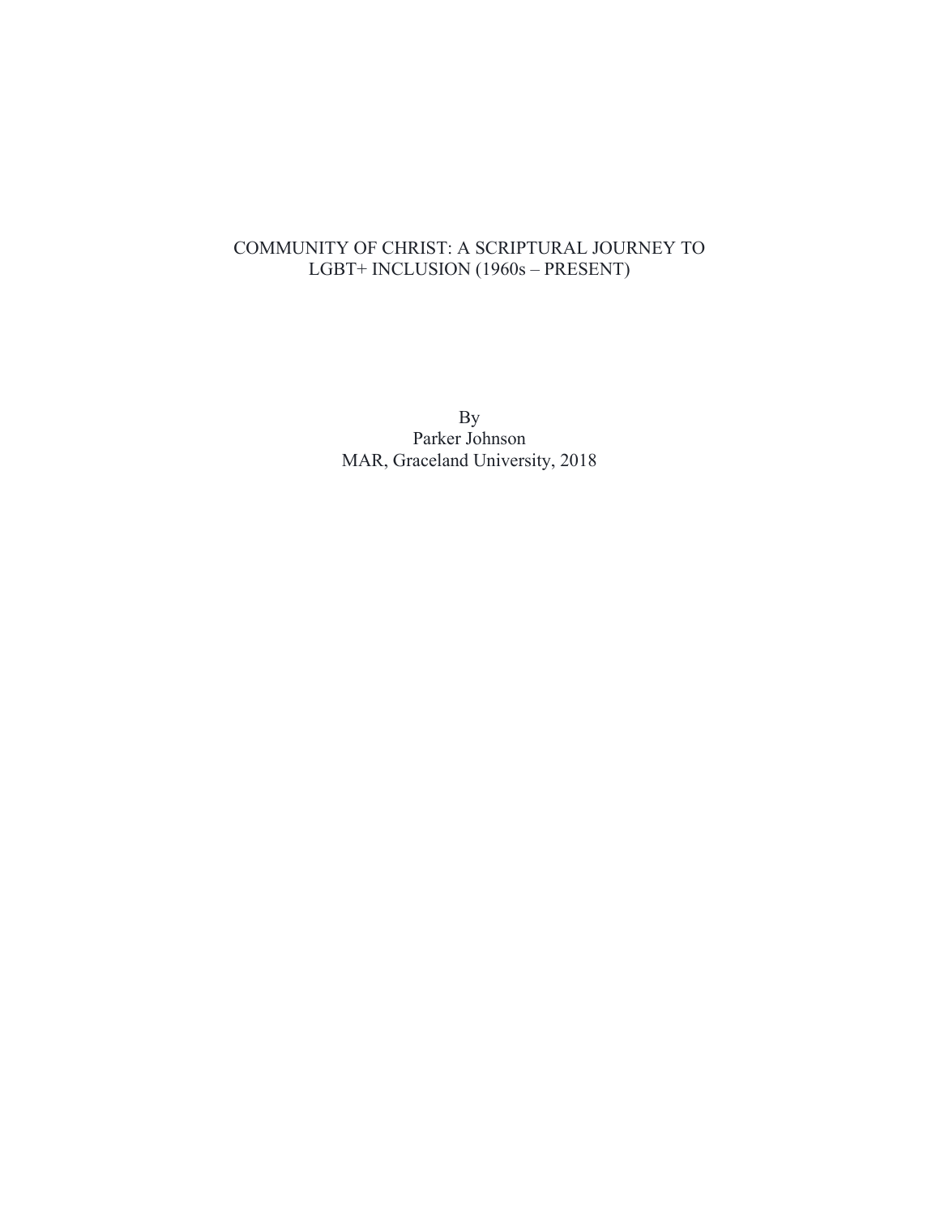# COMMUNITY OF CHRIST: A SCRIPTURAL JOURNEY TO LGBT+ INCLUSION (1960s – PRESENT)

By
Parker Johnson
MAR, Graceland University, 2018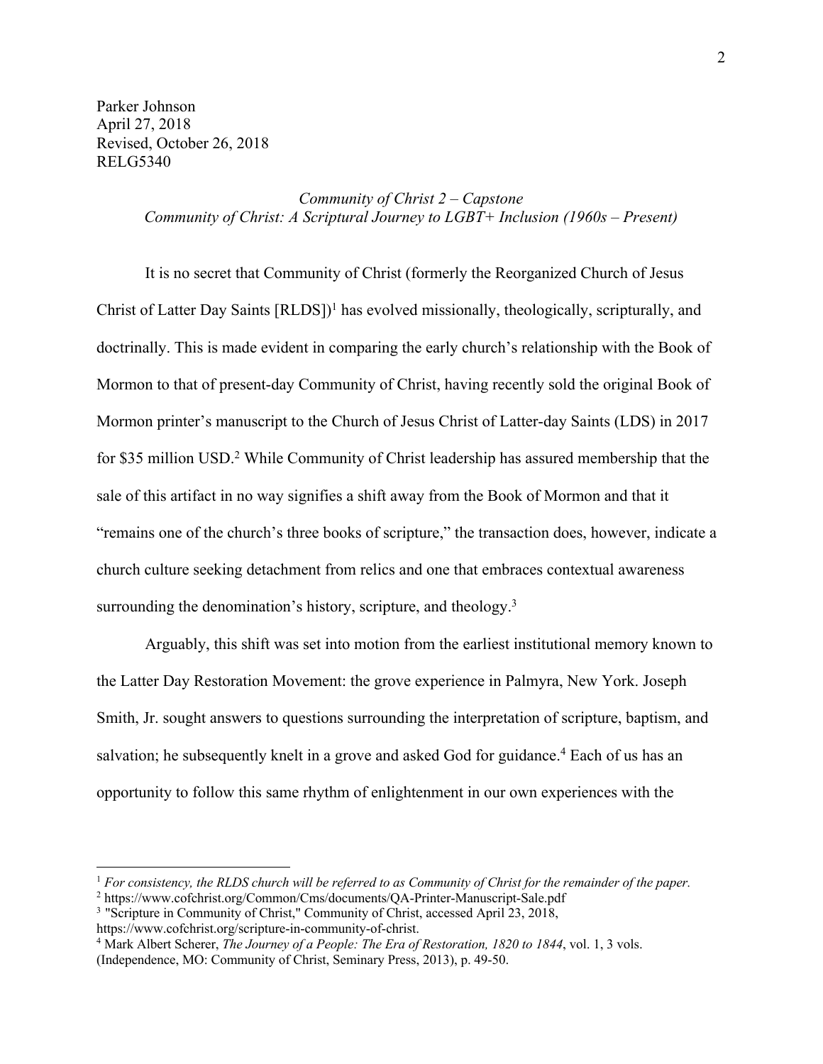Parker Johnson
April 27, 2018
Revised, October 26, 2018
RELG5340

*Community of Christ 2 – Capstone*
*Community of Christ: A Scriptural Journey to LGBT+ Inclusion (1960s – Present)*

It is no secret that Community of Christ (formerly the Reorganized Church of Jesus Christ of Latter Day Saints [RLDS])[1] has evolved missionally, theologically, scripturally, and doctrinally. This is made evident in comparing the early church's relationship with the Book of Mormon to that of present-day Community of Christ, having recently sold the original Book of Mormon printer's manuscript to the Church of Jesus Christ of Latter-day Saints (LDS) in 2017 for $35 million USD.[2] While Community of Christ leadership has assured membership that the sale of this artifact in no way signifies a shift away from the Book of Mormon and that it "remains one of the church's three books of scripture," the transaction does, however, indicate a church culture seeking detachment from relics and one that embraces contextual awareness surrounding the denomination's history, scripture, and theology.[3]

Arguably, this shift was set into motion from the earliest institutional memory known to the Latter Day Restoration Movement: the grove experience in Palmyra, New York. Joseph Smith, Jr. sought answers to questions surrounding the interpretation of scripture, baptism, and salvation; he subsequently knelt in a grove and asked God for guidance.[4] Each of us has an opportunity to follow this same rhythm of enlightenment in our own experiences with the

---

[1] *For consistency, the RLDS church will be referred to as Community of Christ for the remainder of the paper.*
[2] https://www.cofchrist.org/Common/Cms/documents/QA-Printer-Manuscript-Sale.pdf
[3] "Scripture in Community of Christ," Community of Christ, accessed April 23, 2018, https://www.cofchrist.org/scripture-in-community-of-christ.
[4] Mark Albert Scherer, *The Journey of a People: The Era of Restoration, 1820 to 1844*, vol. 1, 3 vols. (Independence, MO: Community of Christ, Seminary Press, 2013), p. 49-50.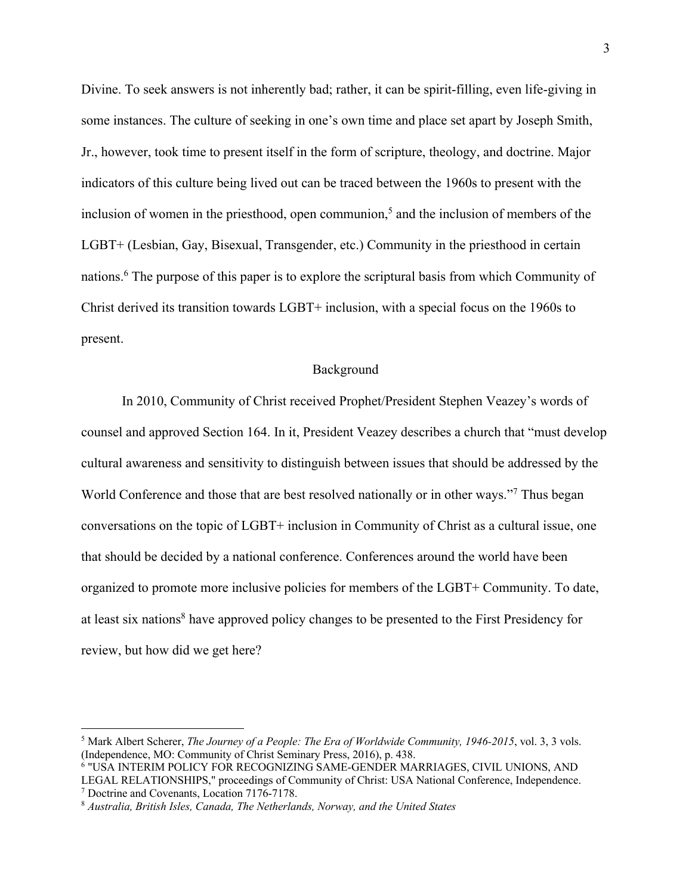Divine. To seek answers is not inherently bad; rather, it can be spirit-filling, even life-giving in some instances. The culture of seeking in one's own time and place set apart by Joseph Smith, Jr., however, took time to present itself in the form of scripture, theology, and doctrine. Major indicators of this culture being lived out can be traced between the 1960s to present with the inclusion of women in the priesthood, open communion,[5] and the inclusion of members of the LGBT+ (Lesbian, Gay, Bisexual, Transgender, etc.) Community in the priesthood in certain nations.[6] The purpose of this paper is to explore the scriptural basis from which Community of Christ derived its transition towards LGBT+ inclusion, with a special focus on the 1960s to present.

## Background

In 2010, Community of Christ received Prophet/President Stephen Veazey's words of counsel and approved Section 164. In it, President Veazey describes a church that "must develop cultural awareness and sensitivity to distinguish between issues that should be addressed by the World Conference and those that are best resolved nationally or in other ways."[7] Thus began conversations on the topic of LGBT+ inclusion in Community of Christ as a cultural issue, one that should be decided by a national conference. Conferences around the world have been organized to promote more inclusive policies for members of the LGBT+ Community. To date, at least six nations[8] have approved policy changes to be presented to the First Presidency for review, but how did we get here?

---

[5] Mark Albert Scherer, *The Journey of a People: The Era of Worldwide Community, 1946-2015*, vol. 3, 3 vols. (Independence, MO: Community of Christ Seminary Press, 2016), p. 438.

[6] "USA INTERIM POLICY FOR RECOGNIZING SAME-GENDER MARRIAGES, CIVIL UNIONS, AND LEGAL RELATIONSHIPS," proceedings of Community of Christ: USA National Conference, Independence.

[7] Doctrine and Covenants, Location 7176-7178.

[8] *Australia, British Isles, Canada, The Netherlands, Norway, and the United States*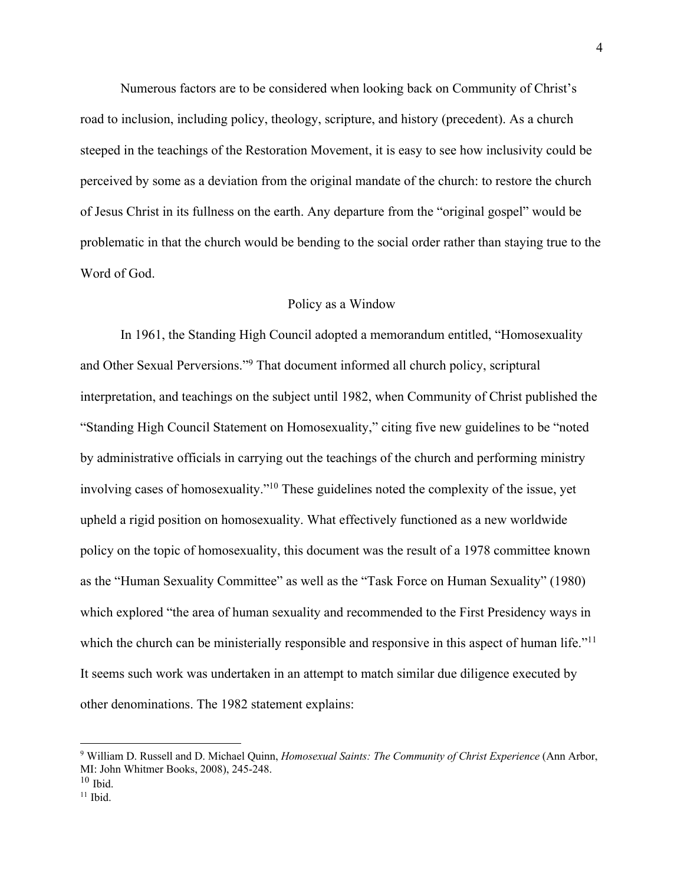Numerous factors are to be considered when looking back on Community of Christ's road to inclusion, including policy, theology, scripture, and history (precedent). As a church steeped in the teachings of the Restoration Movement, it is easy to see how inclusivity could be perceived by some as a deviation from the original mandate of the church: to restore the church of Jesus Christ in its fullness on the earth. Any departure from the "original gospel" would be problematic in that the church would be bending to the social order rather than staying true to the Word of God.

## Policy as a Window

In 1961, the Standing High Council adopted a memorandum entitled, "Homosexuality and Other Sexual Perversions."[9] That document informed all church policy, scriptural interpretation, and teachings on the subject until 1982, when Community of Christ published the "Standing High Council Statement on Homosexuality," citing five new guidelines to be "noted by administrative officials in carrying out the teachings of the church and performing ministry involving cases of homosexuality."[10] These guidelines noted the complexity of the issue, yet upheld a rigid position on homosexuality. What effectively functioned as a new worldwide policy on the topic of homosexuality, this document was the result of a 1978 committee known as the "Human Sexuality Committee" as well as the "Task Force on Human Sexuality" (1980) which explored "the area of human sexuality and recommended to the First Presidency ways in which the church can be ministerially responsible and responsive in this aspect of human life."[11] It seems such work was undertaken in an attempt to match similar due diligence executed by other denominations. The 1982 statement explains:

---

[9] William D. Russell and D. Michael Quinn, *Homosexual Saints: The Community of Christ Experience* (Ann Arbor, MI: John Whitmer Books, 2008), 245-248.

[10] Ibid.

[11] Ibid.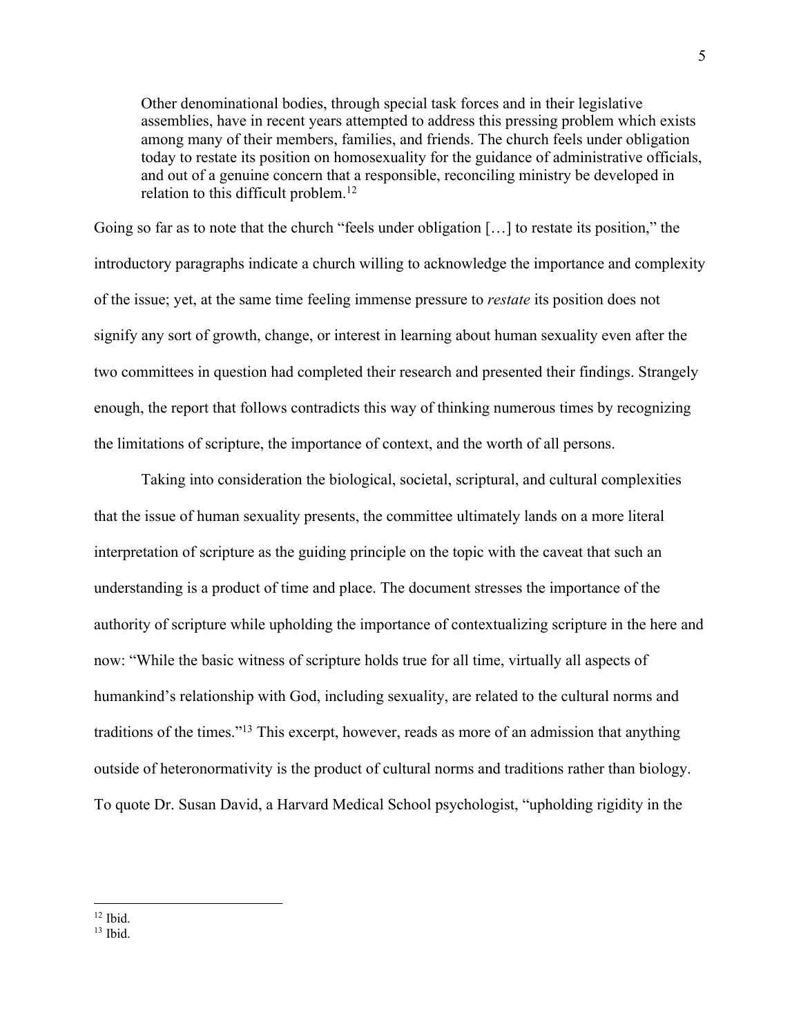> Other denominational bodies, through special task forces and in their legislative assemblies, have in recent years attempted to address this pressing problem which exists among many of their members, families, and friends. The church feels under obligation today to restate its position on homosexuality for the guidance of administrative officials, and out of a genuine concern that a responsible, reconciling ministry be developed in relation to this difficult problem.[12]

Going so far as to note that the church "feels under obligation […] to restate its position," the introductory paragraphs indicate a church willing to acknowledge the importance and complexity of the issue; yet, at the same time feeling immense pressure to *restate* its position does not signify any sort of growth, change, or interest in learning about human sexuality even after the two committees in question had completed their research and presented their findings. Strangely enough, the report that follows contradicts this way of thinking numerous times by recognizing the limitations of scripture, the importance of context, and the worth of all persons.

Taking into consideration the biological, societal, scriptural, and cultural complexities that the issue of human sexuality presents, the committee ultimately lands on a more literal interpretation of scripture as the guiding principle on the topic with the caveat that such an understanding is a product of time and place. The document stresses the importance of the authority of scripture while upholding the importance of contextualizing scripture in the here and now: "While the basic witness of scripture holds true for all time, virtually all aspects of humankind's relationship with God, including sexuality, are related to the cultural norms and traditions of the times."[13] This excerpt, however, reads as more of an admission that anything outside of heteronormativity is the product of cultural norms and traditions rather than biology. To quote Dr. Susan David, a Harvard Medical School psychologist, "upholding rigidity in the

---

[12] Ibid.

[13] Ibid.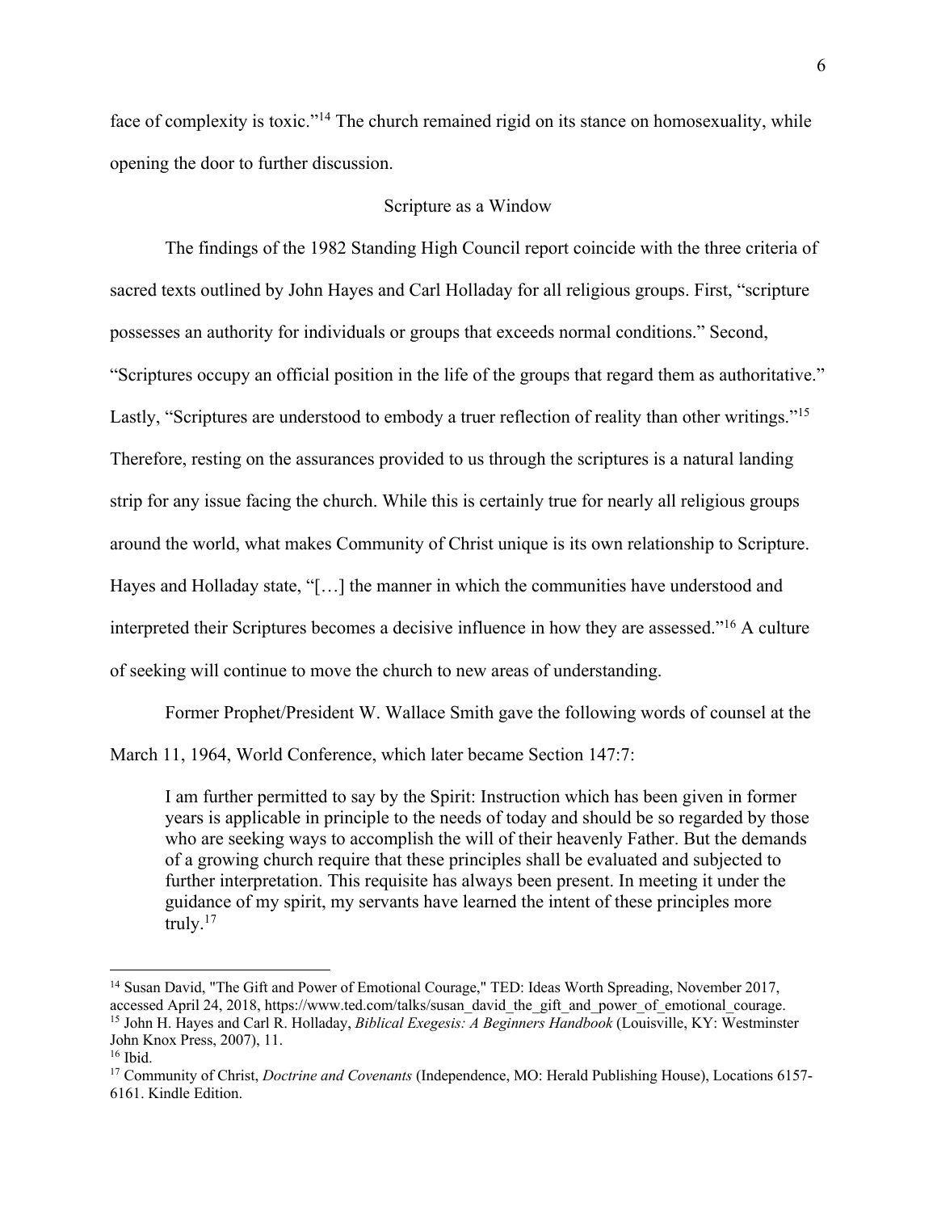face of complexity is toxic."[14] The church remained rigid on its stance on homosexuality, while opening the door to further discussion.

## Scripture as a Window

The findings of the 1982 Standing High Council report coincide with the three criteria of sacred texts outlined by John Hayes and Carl Holladay for all religious groups. First, "scripture possesses an authority for individuals or groups that exceeds normal conditions." Second, "Scriptures occupy an official position in the life of the groups that regard them as authoritative." Lastly, "Scriptures are understood to embody a truer reflection of reality than other writings."[15] Therefore, resting on the assurances provided to us through the scriptures is a natural landing strip for any issue facing the church. While this is certainly true for nearly all religious groups around the world, what makes Community of Christ unique is its own relationship to Scripture. Hayes and Holladay state, "[…] the manner in which the communities have understood and interpreted their Scriptures becomes a decisive influence in how they are assessed."[16] A culture of seeking will continue to move the church to new areas of understanding.

Former Prophet/President W. Wallace Smith gave the following words of counsel at the March 11, 1964, World Conference, which later became Section 147:7:

> I am further permitted to say by the Spirit: Instruction which has been given in former years is applicable in principle to the needs of today and should be so regarded by those who are seeking ways to accomplish the will of their heavenly Father. But the demands of a growing church require that these principles shall be evaluated and subjected to further interpretation. This requisite has always been present. In meeting it under the guidance of my spirit, my servants have learned the intent of these principles more truly.[17]

---

[14] Susan David, "The Gift and Power of Emotional Courage," TED: Ideas Worth Spreading, November 2017, accessed April 24, 2018, https://www.ted.com/talks/susan_david_the_gift_and_power_of_emotional_courage.

[15] John H. Hayes and Carl R. Holladay, *Biblical Exegesis: A Beginners Handbook* (Louisville, KY: Westminster John Knox Press, 2007), 11.

[16] Ibid.

[17] Community of Christ, *Doctrine and Covenants* (Independence, MO: Herald Publishing House), Locations 6157-6161. Kindle Edition.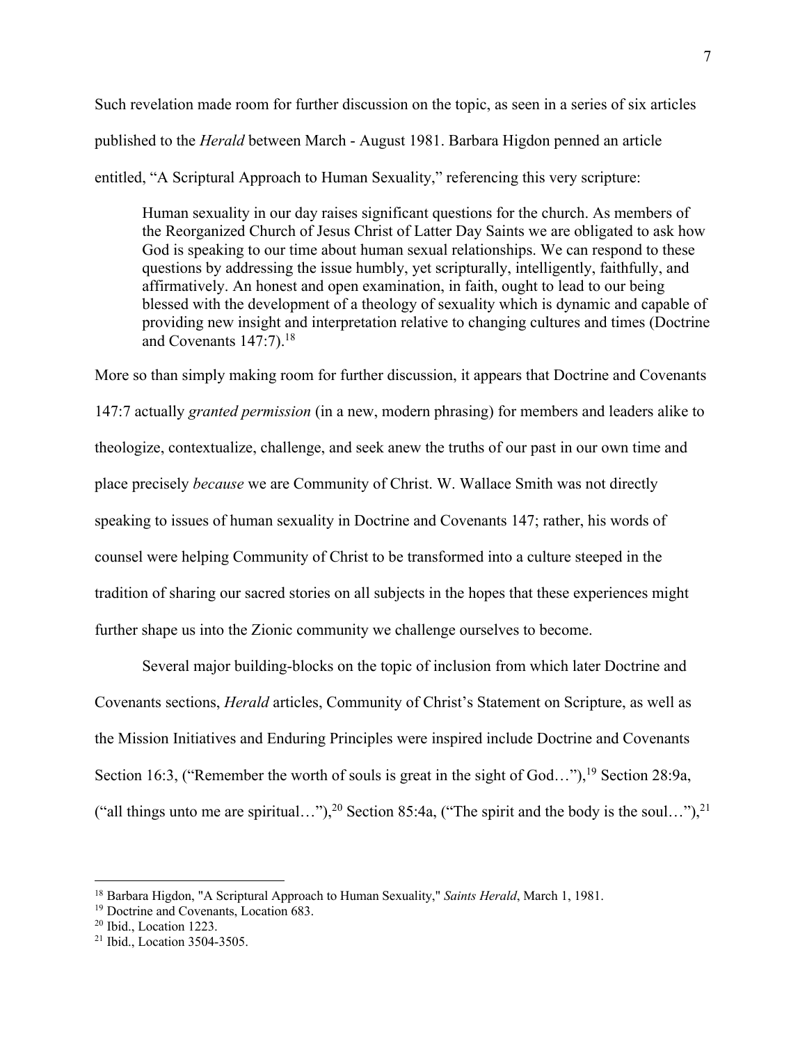Such revelation made room for further discussion on the topic, as seen in a series of six articles published to the *Herald* between March - August 1981. Barbara Higdon penned an article entitled, "A Scriptural Approach to Human Sexuality," referencing this very scripture:

> Human sexuality in our day raises significant questions for the church. As members of the Reorganized Church of Jesus Christ of Latter Day Saints we are obligated to ask how God is speaking to our time about human sexual relationships. We can respond to these questions by addressing the issue humbly, yet scripturally, intelligently, faithfully, and affirmatively. An honest and open examination, in faith, ought to lead to our being blessed with the development of a theology of sexuality which is dynamic and capable of providing new insight and interpretation relative to changing cultures and times (Doctrine and Covenants 147:7).[18]

More so than simply making room for further discussion, it appears that Doctrine and Covenants 147:7 actually *granted permission* (in a new, modern phrasing) for members and leaders alike to theologize, contextualize, challenge, and seek anew the truths of our past in our own time and place precisely *because* we are Community of Christ. W. Wallace Smith was not directly speaking to issues of human sexuality in Doctrine and Covenants 147; rather, his words of counsel were helping Community of Christ to be transformed into a culture steeped in the tradition of sharing our sacred stories on all subjects in the hopes that these experiences might further shape us into the Zionic community we challenge ourselves to become.

Several major building-blocks on the topic of inclusion from which later Doctrine and Covenants sections, *Herald* articles, Community of Christ's Statement on Scripture, as well as the Mission Initiatives and Enduring Principles were inspired include Doctrine and Covenants Section 16:3, ("Remember the worth of souls is great in the sight of God…"),[19] Section 28:9a, ("all things unto me are spiritual…"),[20] Section 85:4a, ("The spirit and the body is the soul…"),[21]

---

[18] Barbara Higdon, "A Scriptural Approach to Human Sexuality," *Saints Herald*, March 1, 1981.

[19] Doctrine and Covenants, Location 683.

[20] Ibid., Location 1223.

[21] Ibid., Location 3504-3505.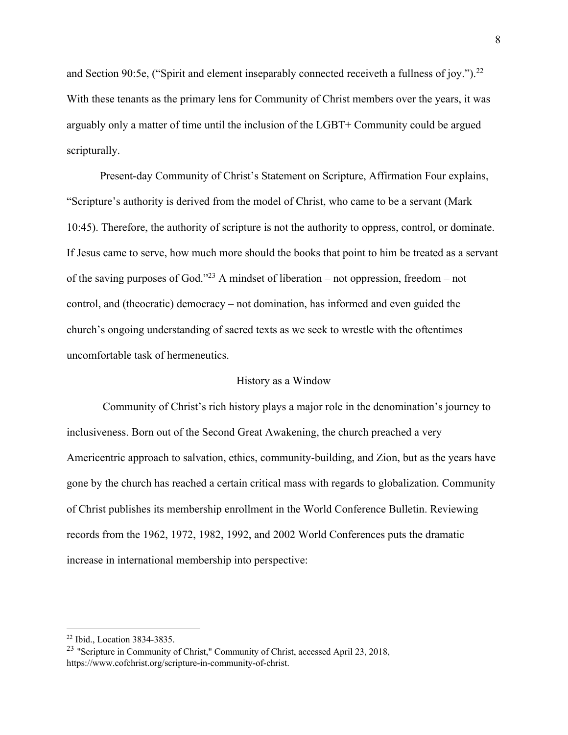and Section 90:5e, ("Spirit and element inseparably connected receiveth a fullness of joy.").[22] With these tenants as the primary lens for Community of Christ members over the years, it was arguably only a matter of time until the inclusion of the LGBT+ Community could be argued scripturally.

Present-day Community of Christ's Statement on Scripture, Affirmation Four explains, "Scripture's authority is derived from the model of Christ, who came to be a servant (Mark 10:45). Therefore, the authority of scripture is not the authority to oppress, control, or dominate. If Jesus came to serve, how much more should the books that point to him be treated as a servant of the saving purposes of God."[23] A mindset of liberation – not oppression, freedom – not control, and (theocratic) democracy – not domination, has informed and even guided the church's ongoing understanding of sacred texts as we seek to wrestle with the oftentimes uncomfortable task of hermeneutics.

## History as a Window

Community of Christ's rich history plays a major role in the denomination's journey to inclusiveness. Born out of the Second Great Awakening, the church preached a very Americentric approach to salvation, ethics, community-building, and Zion, but as the years have gone by the church has reached a certain critical mass with regards to globalization. Community of Christ publishes its membership enrollment in the World Conference Bulletin. Reviewing records from the 1962, 1972, 1982, 1992, and 2002 World Conferences puts the dramatic increase in international membership into perspective:

---

[22] Ibid., Location 3834-3835.

[23] "Scripture in Community of Christ," Community of Christ, accessed April 23, 2018, https://www.cofchrist.org/scripture-in-community-of-christ.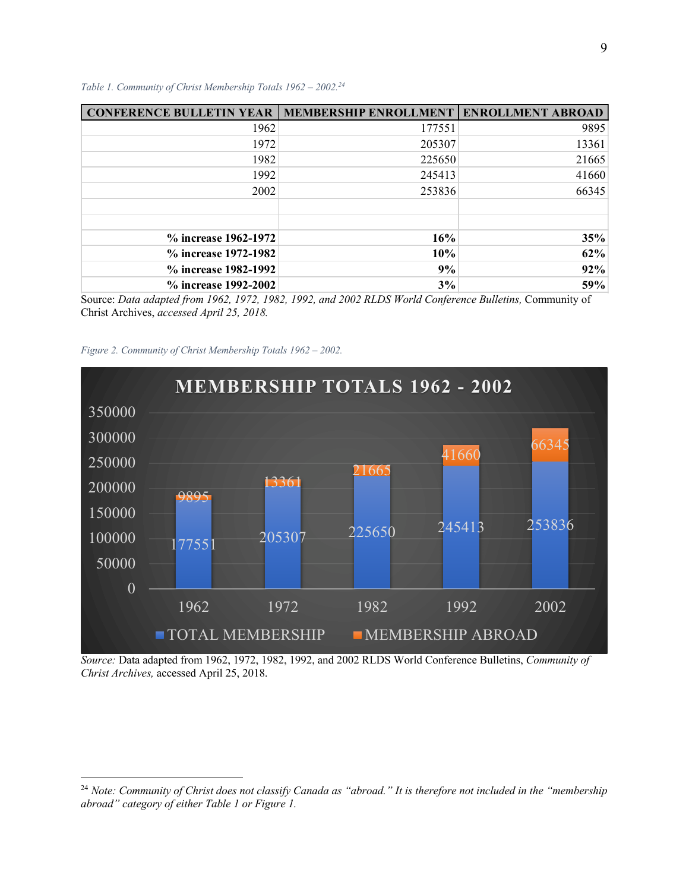*Table 1. Community of Christ Membership Totals 1962 – 2002.*[24]

| CONFERENCE BULLETIN YEAR | MEMBERSHIP ENROLLMENT | ENROLLMENT ABROAD |
|---:|---:|---:|
| 1962 | 177551 | 9895 |
| 1972 | 205307 | 13361 |
| 1982 | 225650 | 21665 |
| 1992 | 245413 | 41660 |
| 2002 | 253836 | 66345 |
| | | |
| | | |
| **% increase 1962-1972** | **16%** | **35%** |
| **% increase 1972-1982** | **10%** | **62%** |
| **% increase 1982-1992** | **9%** | **92%** |
| **% increase 1992-2002** | **3%** | **59%** |

Source: *Data adapted from 1962, 1972, 1982, 1992, and 2002 RLDS World Conference Bulletins,* Community of Christ Archives, *accessed April 25, 2018.*

*Figure 2. Community of Christ Membership Totals 1962 – 2002.*

*Source:* Data adapted from 1962, 1972, 1982, 1992, and 2002 RLDS World Conference Bulletins, *Community of Christ Archives,* accessed April 25, 2018.

---

[24] *Note: Community of Christ does not classify Canada as "abroad." It is therefore not included in the "membership abroad" category of either Table 1 or Figure 1.*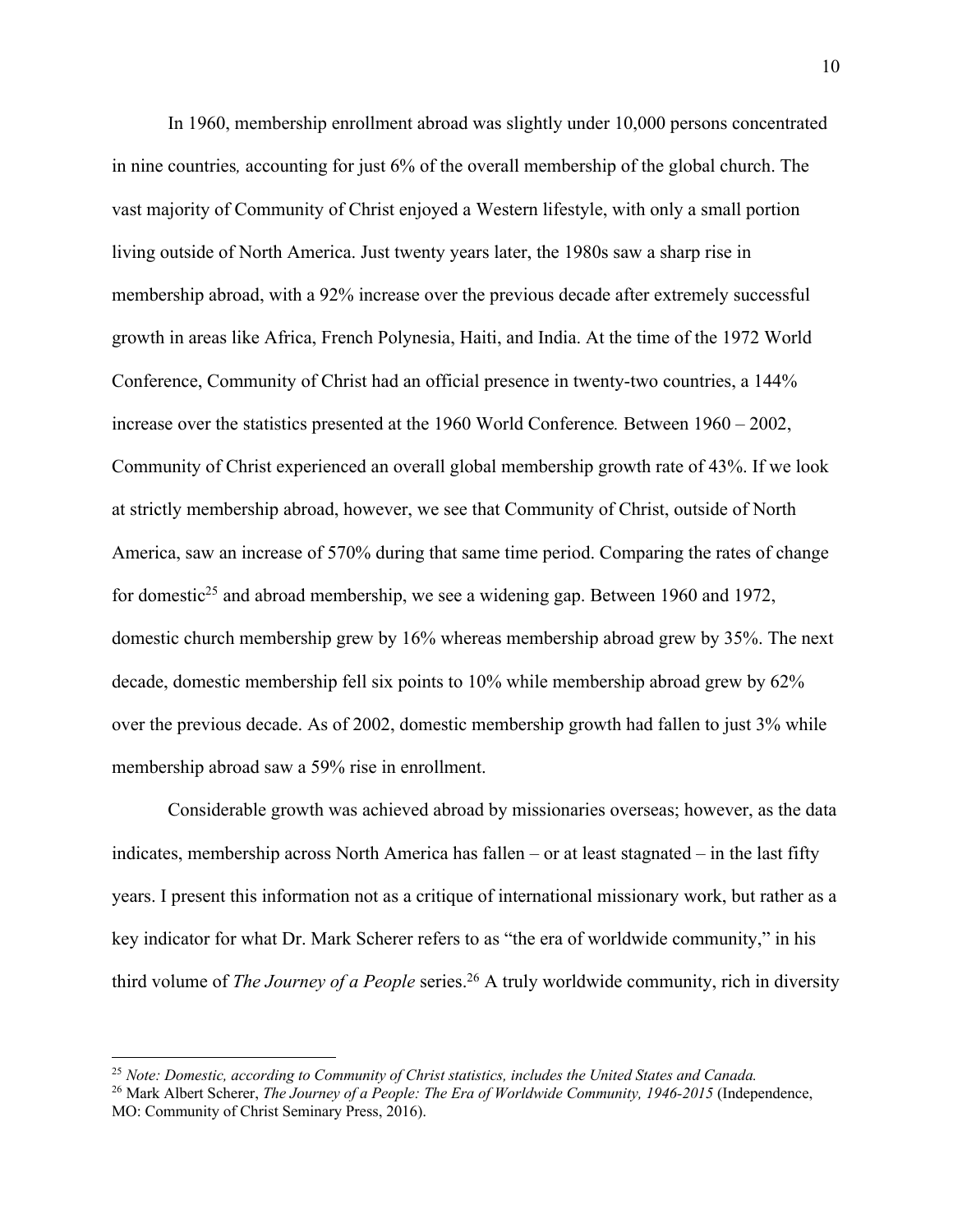In 1960, membership enrollment abroad was slightly under 10,000 persons concentrated in nine countries*,* accounting for just 6% of the overall membership of the global church. The vast majority of Community of Christ enjoyed a Western lifestyle, with only a small portion living outside of North America. Just twenty years later, the 1980s saw a sharp rise in membership abroad, with a 92% increase over the previous decade after extremely successful growth in areas like Africa, French Polynesia, Haiti, and India. At the time of the 1972 World Conference, Community of Christ had an official presence in twenty-two countries, a 144% increase over the statistics presented at the 1960 World Conference*.* Between 1960 – 2002, Community of Christ experienced an overall global membership growth rate of 43%. If we look at strictly membership abroad, however, we see that Community of Christ, outside of North America, saw an increase of 570% during that same time period. Comparing the rates of change for domestic[25] and abroad membership, we see a widening gap. Between 1960 and 1972, domestic church membership grew by 16% whereas membership abroad grew by 35%. The next decade, domestic membership fell six points to 10% while membership abroad grew by 62% over the previous decade. As of 2002, domestic membership growth had fallen to just 3% while membership abroad saw a 59% rise in enrollment.

Considerable growth was achieved abroad by missionaries overseas; however, as the data indicates, membership across North America has fallen – or at least stagnated – in the last fifty years. I present this information not as a critique of international missionary work, but rather as a key indicator for what Dr. Mark Scherer refers to as "the era of worldwide community," in his third volume of *The Journey of a People* series.[26] A truly worldwide community, rich in diversity

---

[25] *Note: Domestic, according to Community of Christ statistics, includes the United States and Canada.*

[26] Mark Albert Scherer, *The Journey of a People: The Era of Worldwide Community, 1946-2015* (Independence, MO: Community of Christ Seminary Press, 2016).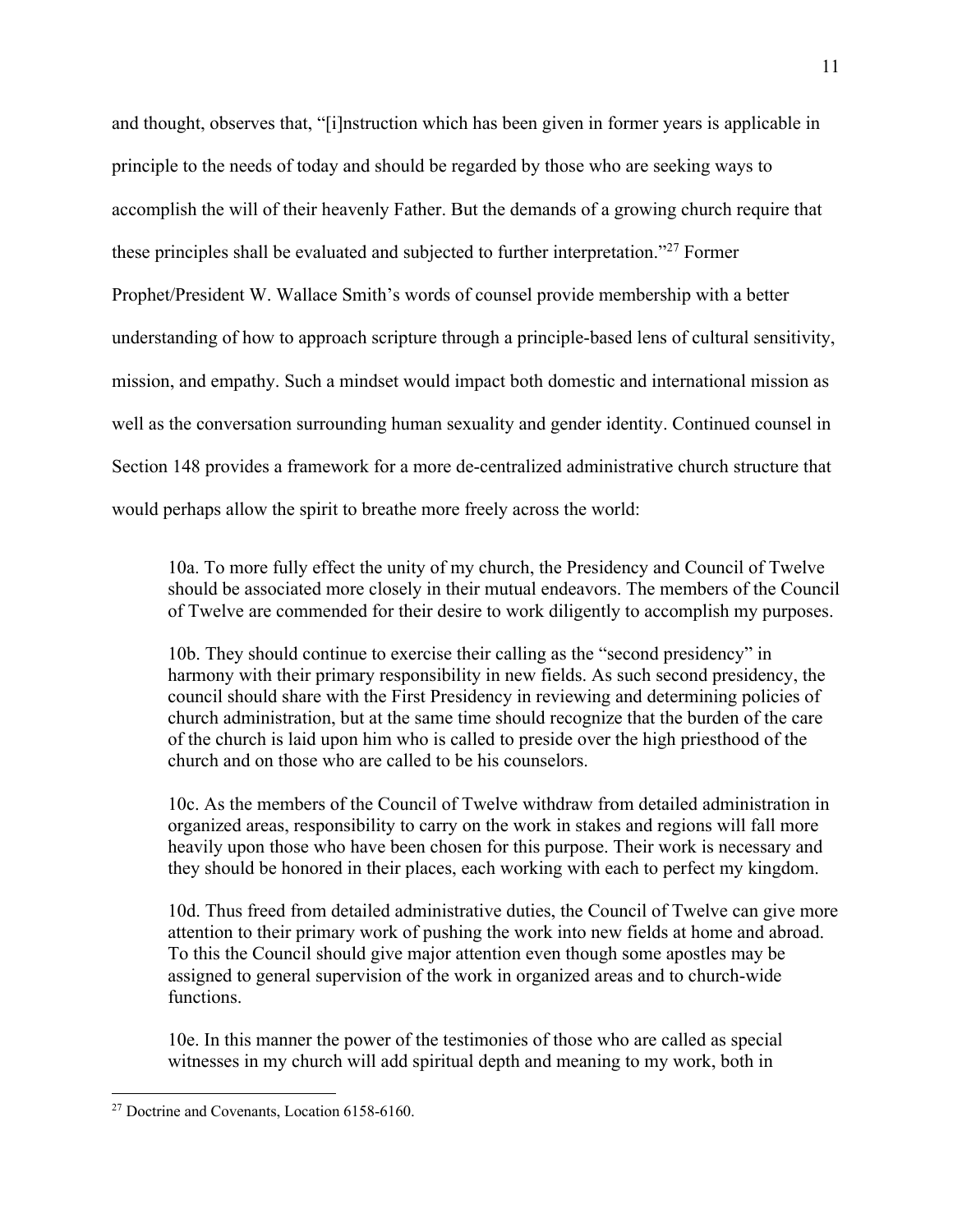and thought, observes that, "[i]nstruction which has been given in former years is applicable in principle to the needs of today and should be regarded by those who are seeking ways to accomplish the will of their heavenly Father. But the demands of a growing church require that these principles shall be evaluated and subjected to further interpretation."[27] Former Prophet/President W. Wallace Smith's words of counsel provide membership with a better understanding of how to approach scripture through a principle-based lens of cultural sensitivity, mission, and empathy. Such a mindset would impact both domestic and international mission as well as the conversation surrounding human sexuality and gender identity. Continued counsel in Section 148 provides a framework for a more de-centralized administrative church structure that would perhaps allow the spirit to breathe more freely across the world:

> 10a. To more fully effect the unity of my church, the Presidency and Council of Twelve should be associated more closely in their mutual endeavors. The members of the Council of Twelve are commended for their desire to work diligently to accomplish my purposes.
>
> 10b. They should continue to exercise their calling as the "second presidency" in harmony with their primary responsibility in new fields. As such second presidency, the council should share with the First Presidency in reviewing and determining policies of church administration, but at the same time should recognize that the burden of the care of the church is laid upon him who is called to preside over the high priesthood of the church and on those who are called to be his counselors.
>
> 10c. As the members of the Council of Twelve withdraw from detailed administration in organized areas, responsibility to carry on the work in stakes and regions will fall more heavily upon those who have been chosen for this purpose. Their work is necessary and they should be honored in their places, each working with each to perfect my kingdom.
>
> 10d. Thus freed from detailed administrative duties, the Council of Twelve can give more attention to their primary work of pushing the work into new fields at home and abroad. To this the Council should give major attention even though some apostles may be assigned to general supervision of the work in organized areas and to church-wide functions.
>
> 10e. In this manner the power of the testimonies of those who are called as special witnesses in my church will add spiritual depth and meaning to my work, both in

---

[27] Doctrine and Covenants, Location 6158-6160.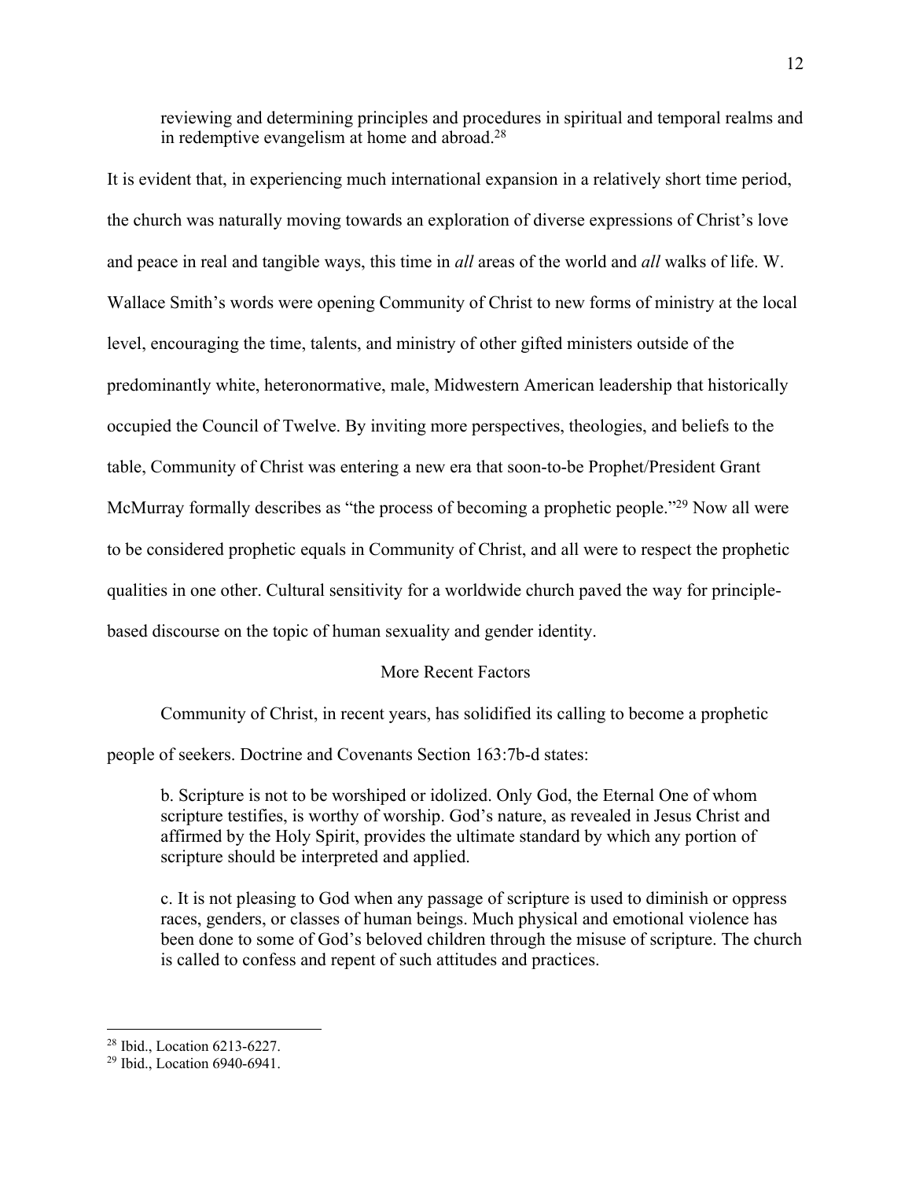> reviewing and determining principles and procedures in spiritual and temporal realms and in redemptive evangelism at home and abroad.[28]

It is evident that, in experiencing much international expansion in a relatively short time period, the church was naturally moving towards an exploration of diverse expressions of Christ's love and peace in real and tangible ways, this time in *all* areas of the world and *all* walks of life. W. Wallace Smith's words were opening Community of Christ to new forms of ministry at the local level, encouraging the time, talents, and ministry of other gifted ministers outside of the predominantly white, heteronormative, male, Midwestern American leadership that historically occupied the Council of Twelve. By inviting more perspectives, theologies, and beliefs to the table, Community of Christ was entering a new era that soon-to-be Prophet/President Grant McMurray formally describes as "the process of becoming a prophetic people."[29] Now all were to be considered prophetic equals in Community of Christ, and all were to respect the prophetic qualities in one other. Cultural sensitivity for a worldwide church paved the way for principle-based discourse on the topic of human sexuality and gender identity.

## More Recent Factors

Community of Christ, in recent years, has solidified its calling to become a prophetic people of seekers. Doctrine and Covenants Section 163:7b-d states:

> b. Scripture is not to be worshiped or idolized. Only God, the Eternal One of whom scripture testifies, is worthy of worship. God's nature, as revealed in Jesus Christ and affirmed by the Holy Spirit, provides the ultimate standard by which any portion of scripture should be interpreted and applied.
>
> c. It is not pleasing to God when any passage of scripture is used to diminish or oppress races, genders, or classes of human beings. Much physical and emotional violence has been done to some of God's beloved children through the misuse of scripture. The church is called to confess and repent of such attitudes and practices.

---

[28] Ibid., Location 6213-6227.

[29] Ibid., Location 6940-6941.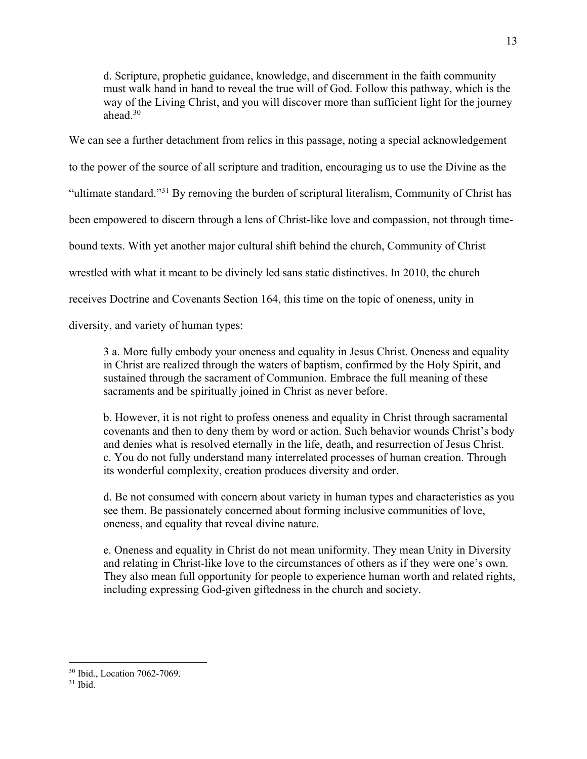> d. Scripture, prophetic guidance, knowledge, and discernment in the faith community must walk hand in hand to reveal the true will of God. Follow this pathway, which is the way of the Living Christ, and you will discover more than sufficient light for the journey ahead.[30]

We can see a further detachment from relics in this passage, noting a special acknowledgement to the power of the source of all scripture and tradition, encouraging us to use the Divine as the "ultimate standard."[31] By removing the burden of scriptural literalism, Community of Christ has been empowered to discern through a lens of Christ-like love and compassion, not through time-bound texts. With yet another major cultural shift behind the church, Community of Christ wrestled with what it meant to be divinely led sans static distinctives. In 2010, the church receives Doctrine and Covenants Section 164, this time on the topic of oneness, unity in diversity, and variety of human types:

> 3 a. More fully embody your oneness and equality in Jesus Christ. Oneness and equality in Christ are realized through the waters of baptism, confirmed by the Holy Spirit, and sustained through the sacrament of Communion. Embrace the full meaning of these sacraments and be spiritually joined in Christ as never before.
>
> b. However, it is not right to profess oneness and equality in Christ through sacramental covenants and then to deny them by word or action. Such behavior wounds Christ's body and denies what is resolved eternally in the life, death, and resurrection of Jesus Christ.
> c. You do not fully understand many interrelated processes of human creation. Through its wonderful complexity, creation produces diversity and order.
>
> d. Be not consumed with concern about variety in human types and characteristics as you see them. Be passionately concerned about forming inclusive communities of love, oneness, and equality that reveal divine nature.
>
> e. Oneness and equality in Christ do not mean uniformity. They mean Unity in Diversity and relating in Christ-like love to the circumstances of others as if they were one's own. They also mean full opportunity for people to experience human worth and related rights, including expressing God-given giftedness in the church and society.

---

[30] Ibid., Location 7062-7069.

[31] Ibid.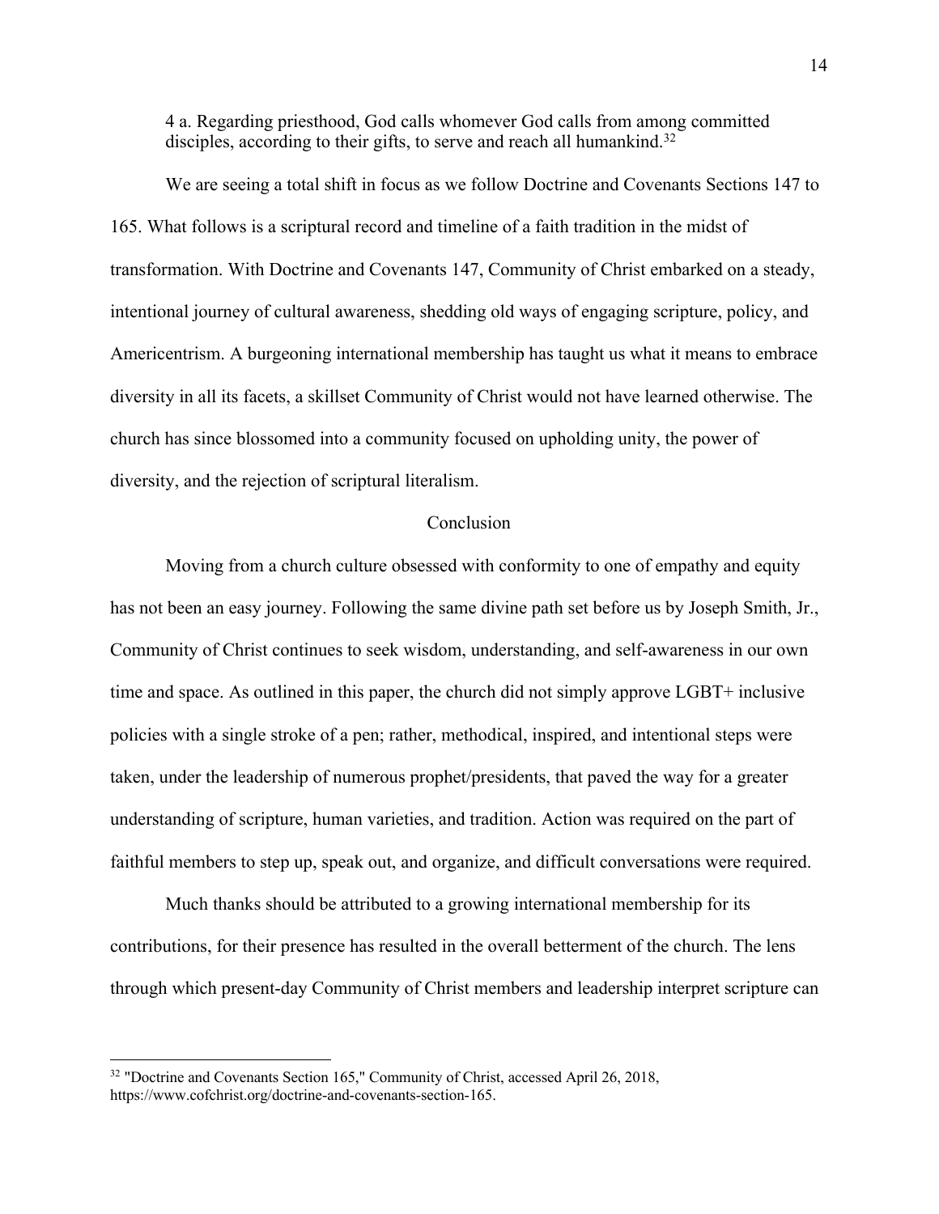> 4 a. Regarding priesthood, God calls whomever God calls from among committed disciples, according to their gifts, to serve and reach all humankind.[32]

We are seeing a total shift in focus as we follow Doctrine and Covenants Sections 147 to 165. What follows is a scriptural record and timeline of a faith tradition in the midst of transformation. With Doctrine and Covenants 147, Community of Christ embarked on a steady, intentional journey of cultural awareness, shedding old ways of engaging scripture, policy, and Americentrism. A burgeoning international membership has taught us what it means to embrace diversity in all its facets, a skillset Community of Christ would not have learned otherwise. The church has since blossomed into a community focused on upholding unity, the power of diversity, and the rejection of scriptural literalism.

## Conclusion

Moving from a church culture obsessed with conformity to one of empathy and equity has not been an easy journey. Following the same divine path set before us by Joseph Smith, Jr., Community of Christ continues to seek wisdom, understanding, and self-awareness in our own time and space. As outlined in this paper, the church did not simply approve LGBT+ inclusive policies with a single stroke of a pen; rather, methodical, inspired, and intentional steps were taken, under the leadership of numerous prophet/presidents, that paved the way for a greater understanding of scripture, human varieties, and tradition. Action was required on the part of faithful members to step up, speak out, and organize, and difficult conversations were required.

Much thanks should be attributed to a growing international membership for its contributions, for their presence has resulted in the overall betterment of the church. The lens through which present-day Community of Christ members and leadership interpret scripture can

---

[32] "Doctrine and Covenants Section 165," Community of Christ, accessed April 26, 2018, https://www.cofchrist.org/doctrine-and-covenants-section-165.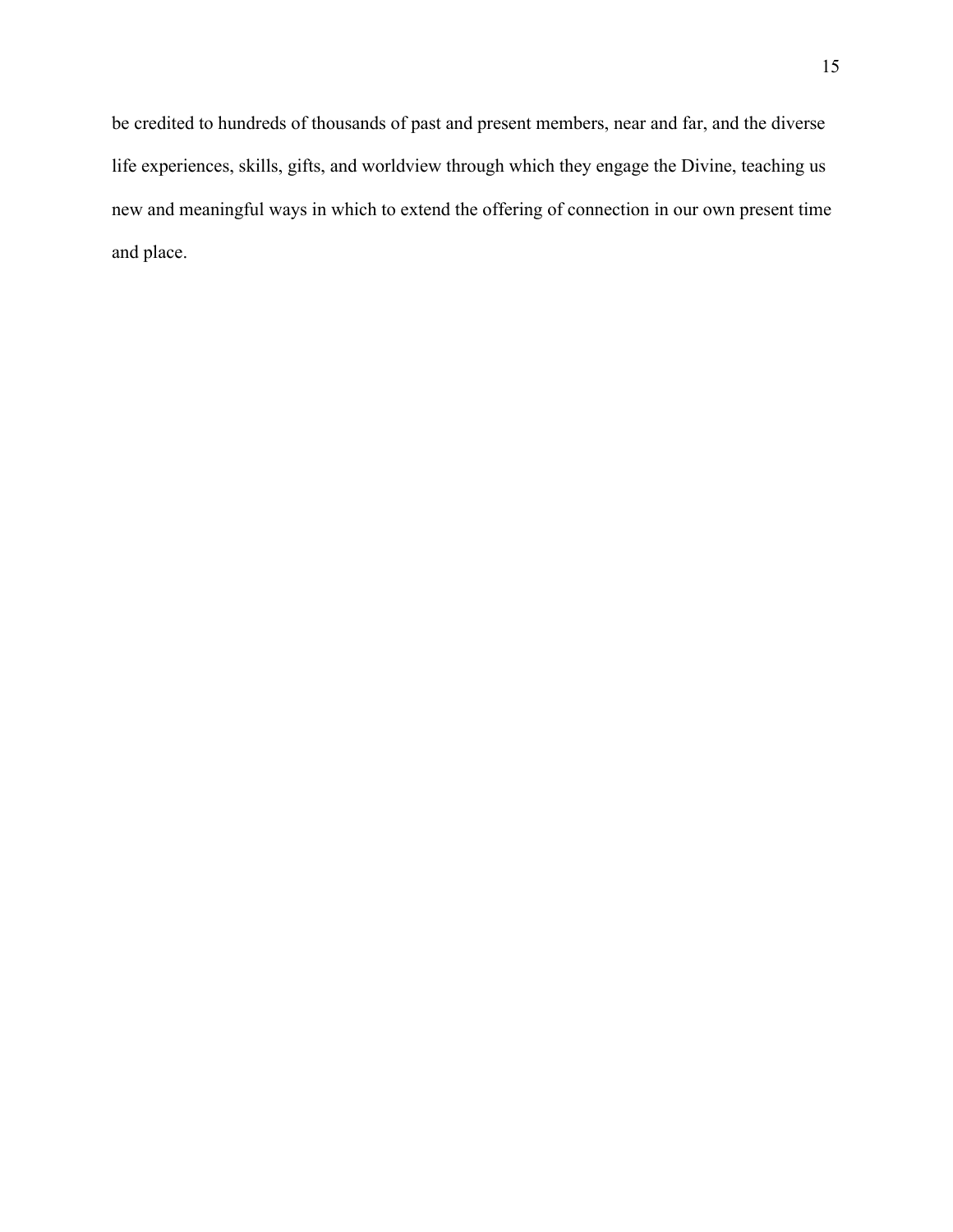be credited to hundreds of thousands of past and present members, near and far, and the diverse life experiences, skills, gifts, and worldview through which they engage the Divine, teaching us new and meaningful ways in which to extend the offering of connection in our own present time and place.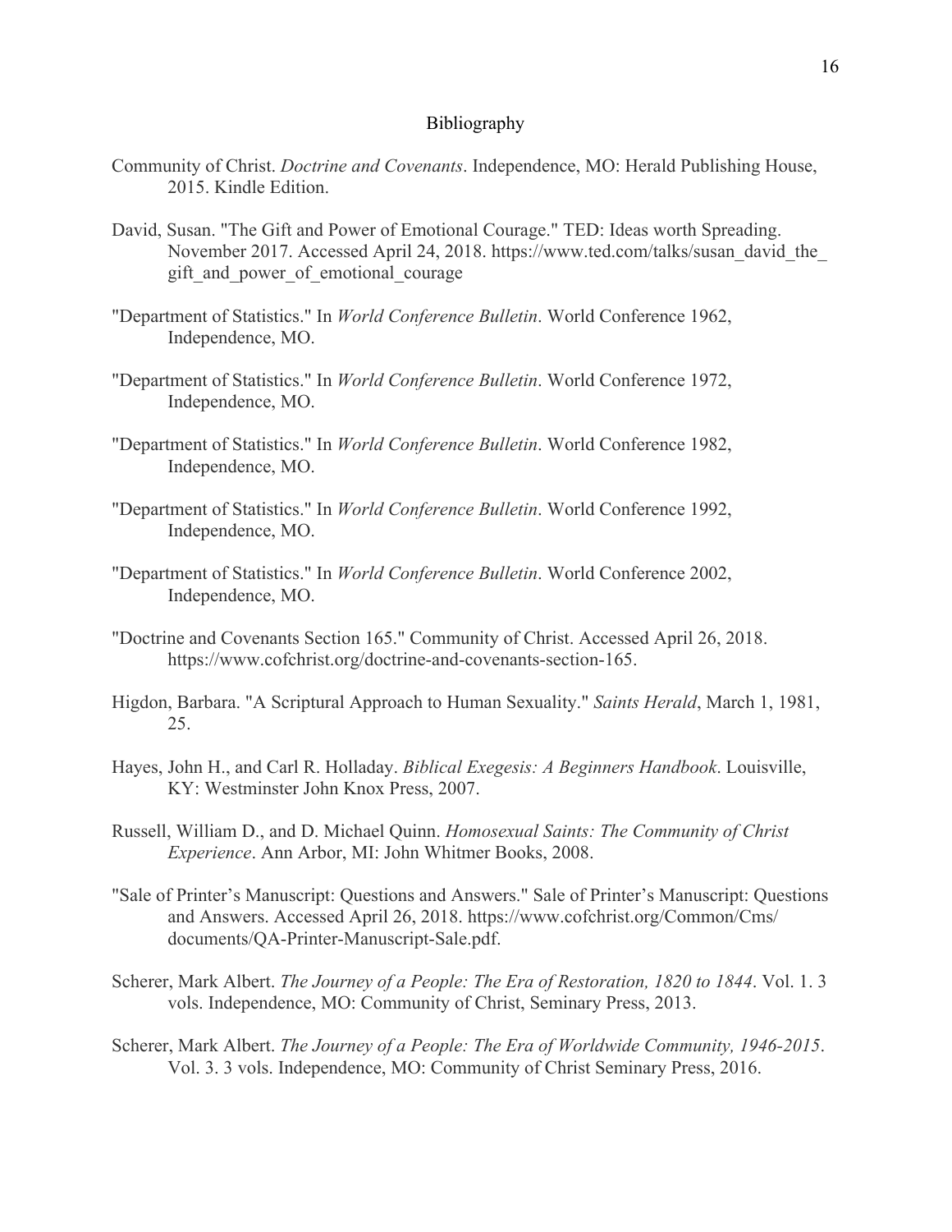# Bibliography

Community of Christ. *Doctrine and Covenants*. Independence, MO: Herald Publishing House, 2015. Kindle Edition.

David, Susan. "The Gift and Power of Emotional Courage." TED: Ideas worth Spreading. November 2017. Accessed April 24, 2018. https://www.ted.com/talks/susan_david_the_gift_and_power_of_emotional_courage

"Department of Statistics." In *World Conference Bulletin*. World Conference 1962, Independence, MO.

"Department of Statistics." In *World Conference Bulletin*. World Conference 1972, Independence, MO.

"Department of Statistics." In *World Conference Bulletin*. World Conference 1982, Independence, MO.

"Department of Statistics." In *World Conference Bulletin*. World Conference 1992, Independence, MO.

"Department of Statistics." In *World Conference Bulletin*. World Conference 2002, Independence, MO.

"Doctrine and Covenants Section 165." Community of Christ. Accessed April 26, 2018. https://www.cofchrist.org/doctrine-and-covenants-section-165.

Higdon, Barbara. "A Scriptural Approach to Human Sexuality." *Saints Herald*, March 1, 1981, 25.

Hayes, John H., and Carl R. Holladay. *Biblical Exegesis: A Beginners Handbook*. Louisville, KY: Westminster John Knox Press, 2007.

Russell, William D., and D. Michael Quinn. *Homosexual Saints: The Community of Christ Experience*. Ann Arbor, MI: John Whitmer Books, 2008.

"Sale of Printer's Manuscript: Questions and Answers." Sale of Printer's Manuscript: Questions and Answers. Accessed April 26, 2018. https://www.cofchrist.org/Common/Cms/documents/QA-Printer-Manuscript-Sale.pdf.

Scherer, Mark Albert. *The Journey of a People: The Era of Restoration, 1820 to 1844*. Vol. 1. 3 vols. Independence, MO: Community of Christ, Seminary Press, 2013.

Scherer, Mark Albert. *The Journey of a People: The Era of Worldwide Community, 1946-2015*. Vol. 3. 3 vols. Independence, MO: Community of Christ Seminary Press, 2016.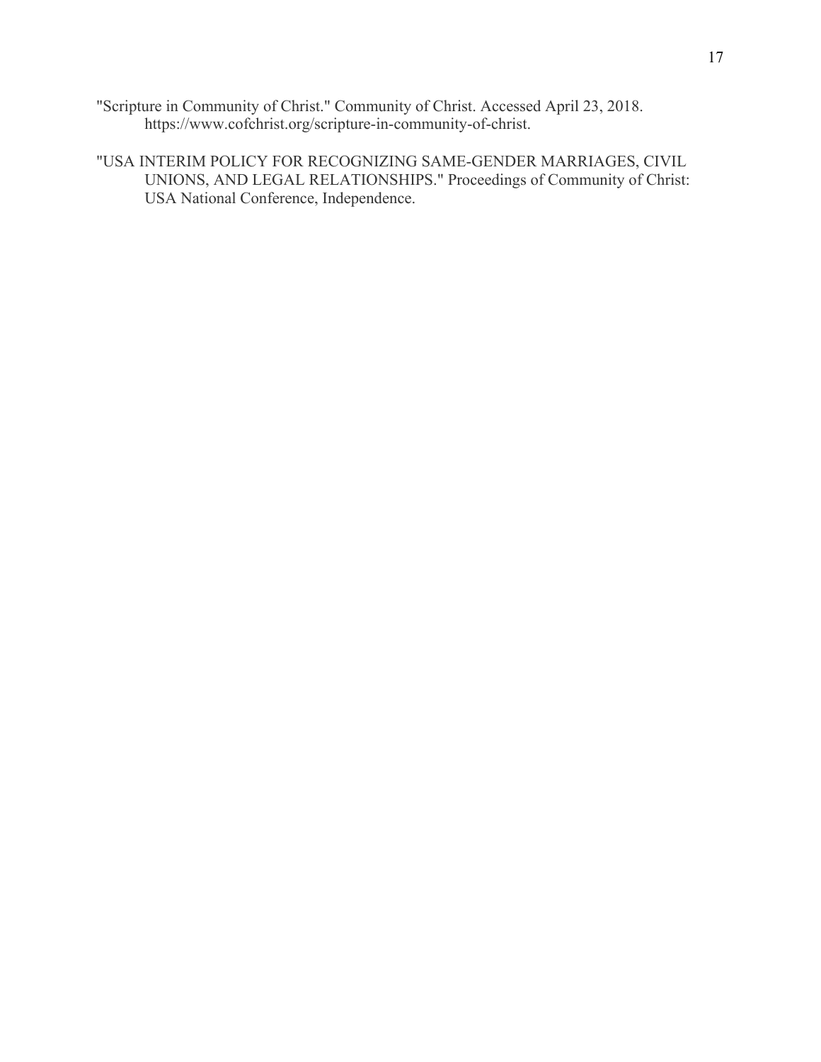"Scripture in Community of Christ." Community of Christ. Accessed April 23, 2018. https://www.cofchrist.org/scripture-in-community-of-christ.

"USA INTERIM POLICY FOR RECOGNIZING SAME-GENDER MARRIAGES, CIVIL UNIONS, AND LEGAL RELATIONSHIPS." Proceedings of Community of Christ: USA National Conference, Independence.